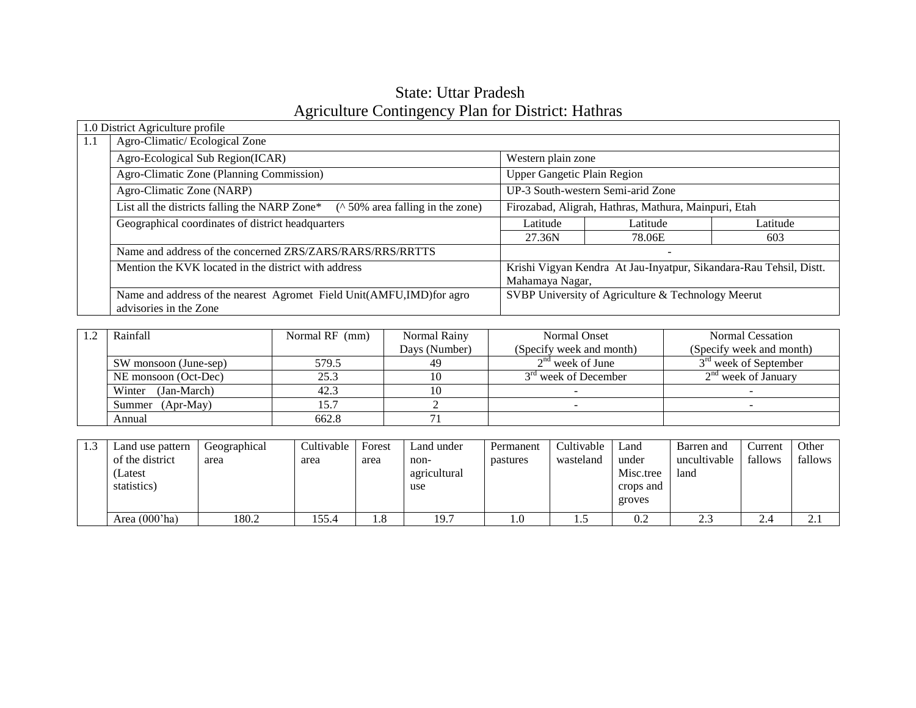# State: Uttar Pradesh
## Agriculture Contingency Plan for District: Hathras

| 1.0 District Agriculture profile | | | | |
|---|---|---|---|---|
| 1.1 | Agro-Climatic/ Ecological Zone | | | |
| | Agro-Ecological Sub Region(ICAR) | Western plain zone | | |
| | Agro-Climatic Zone (Planning Commission) | Upper Gangetic Plain Region | | |
| | Agro-Climatic Zone (NARP) | UP-3 South-western Semi-arid Zone | | |
| | List all the districts falling the NARP Zone* (^ 50% area falling in the zone) | Firozabad, Aligrah, Hathras, Mathura, Mainpuri, Etah | | |
| | Geographical coordinates of district headquarters | Latitude | Latitude | Latitude |
| | | 27.36N | 78.06E | 603 |
| | Name and address of the concerned ZRS/ZARS/RARS/RRS/RRTTS | - | | |
| | Mention the KVK located in the district with address | Krishi Vigyan Kendra At Jau-Inyatpur, Sikandara-Rau Tehsil, Distt. Mahamaya Nagar, | | |
| | Name and address of the nearest Agromet Field Unit(AMFU,IMD)for agro advisories in the Zone | SVBP University of Agriculture & Technology Meerut | | |

| 1.2 | Rainfall | Normal RF (mm) | Normal Rainy Days (Number) | Normal Onset (Specify week and month) | Normal Cessation (Specify week and month) |
|---|---|---|---|---|---|
| | SW monsoon (June-sep) | 579.5 | 49 | 2nd week of June | 3rd week of September |
| | NE monsoon (Oct-Dec) | 25.3 | 10 | 3rd week of December | 2nd week of January |
| | Winter (Jan-March) | 42.3 | 10 | - | - |
| | Summer (Apr-May) | 15.7 | 2 | - | - |
| | Annual | 662.8 | 71 | | |

| 1.3 | Land use pattern of the district (Latest statistics) | Geographical area | Cultivable area | Forest area | Land under non-agricultural use | Permanent pastures | Cultivable wasteland | Land under Misc.tree crops and groves | Barren and uncultivable land | Current fallows | Other fallows |
|---|---|---|---|---|---|---|---|---|---|---|---|
| | Area (000'ha) | 180.2 | 155.4 | 1.8 | 19.7 | 1.0 | 1.5 | 0.2 | 2.3 | 2.4 | 2.1 |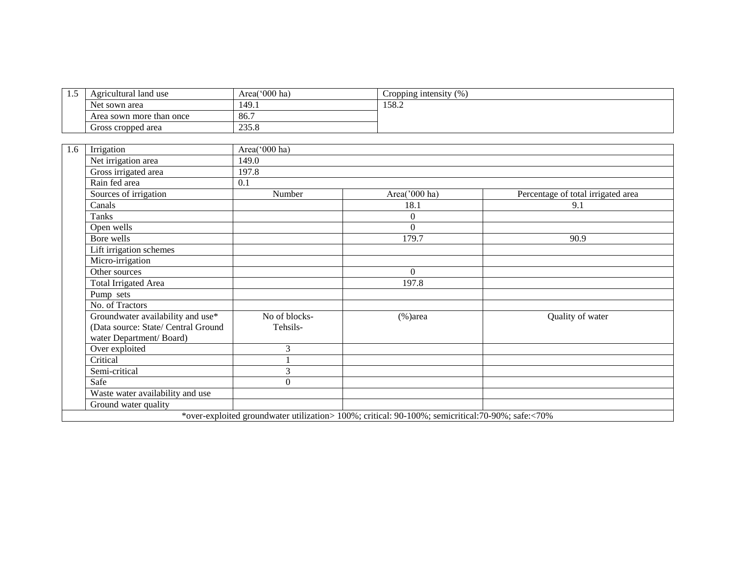| 1.5 | Agricultural land use | Area('000 ha) | Cropping intensity (%) |
|---|---|---|---|
| | Net sown area | 149.1 | 158.2 |
| | Area sown more than once | 86.7 | |
| | Gross cropped area | 235.8 | |

| 1.6 | Irrigation | Area('000 ha) | | |
|---|---|---|---|---|
| | Net irrigation area | 149.0 | | |
| | Gross irrigated area | 197.8 | | |
| | Rain fed area | 0.1 | | |
| | Sources of irrigation | Number | Area('000 ha) | Percentage of total irrigated area |
| | Canals | | 18.1 | 9.1 |
| | Tanks | | 0 | |
| | Open wells | | 0 | |
| | Bore wells | | 179.7 | 90.9 |
| | Lift irrigation schemes | | | |
| | Micro-irrigation | | | |
| | Other sources | | 0 | |
| | Total Irrigated Area | | 197.8 | |
| | Pump sets | | | |
| | No. of Tractors | | | |
| | Groundwater availability and use* (Data source: State/ Central Ground water Department/ Board) | No of blocks- Tehsils- | (%)area | Quality of water |
| | Over exploited | 3 | | |
| | Critical | 1 | | |
| | Semi-critical | 3 | | |
| | Safe | 0 | | |
| | Waste water availability and use | | | |
| | Ground water quality | | | |

*over-exploited groundwater utilization> 100%; critical: 90-100%; semicritical:70-90%; safe:<70%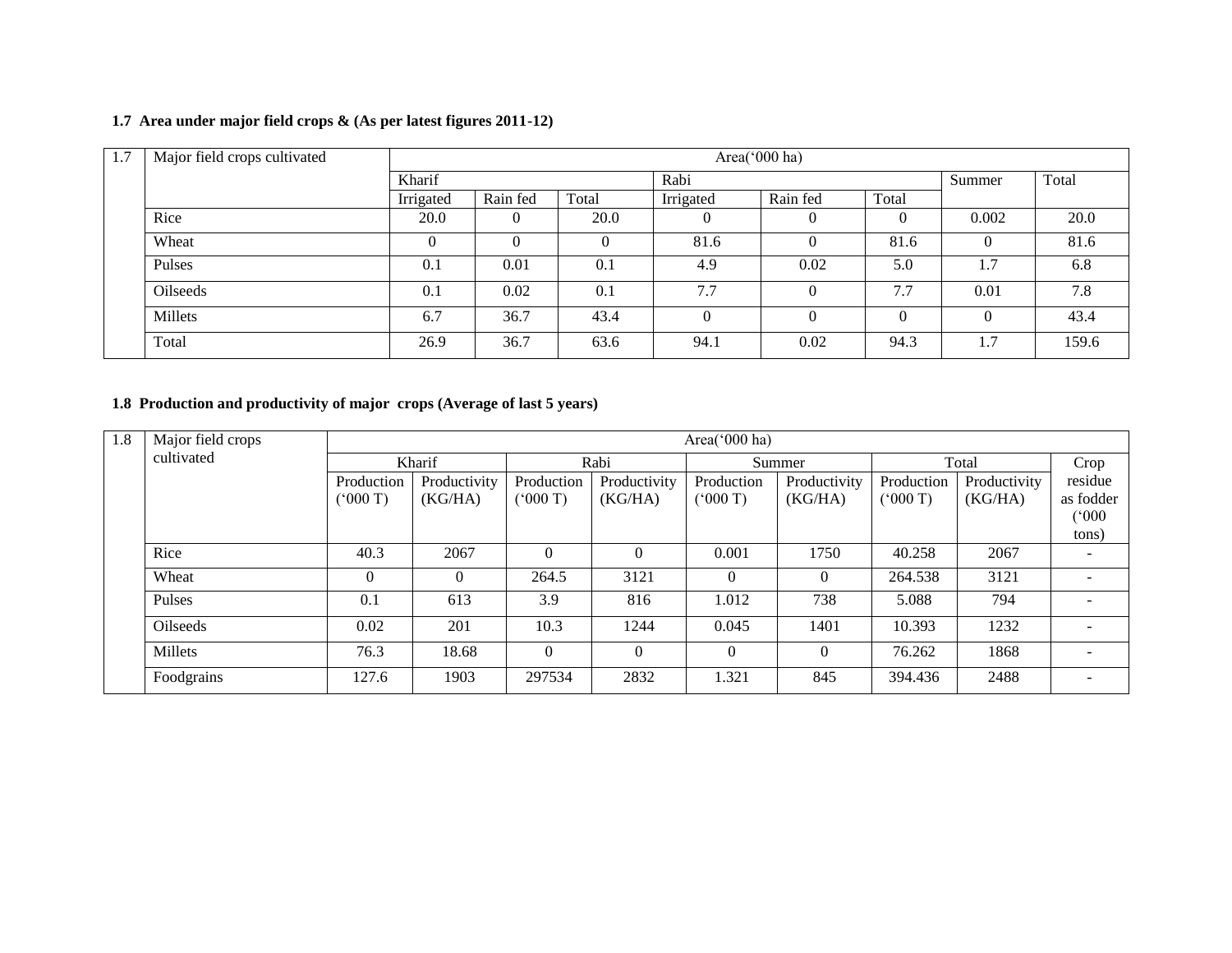**1.7 Area under major field crops & (As per latest figures 2011-12)**

| 1.7 | Major field crops cultivated | Area('000 ha) | | | | | | | |
|---|---|---|---|---|---|---|---|---|---|
| | | Kharif | | | Rabi | | | Summer | Total |
| | | Irrigated | Rain fed | Total | Irrigated | Rain fed | Total | | |
| | Rice | 20.0 | 0 | 20.0 | 0 | 0 | 0 | 0.002 | 20.0 |
| | Wheat | 0 | 0 | 0 | 81.6 | 0 | 81.6 | 0 | 81.6 |
| | Pulses | 0.1 | 0.01 | 0.1 | 4.9 | 0.02 | 5.0 | 1.7 | 6.8 |
| | Oilseeds | 0.1 | 0.02 | 0.1 | 7.7 | 0 | 7.7 | 0.01 | 7.8 |
| | Millets | 6.7 | 36.7 | 43.4 | 0 | 0 | 0 | 0 | 43.4 |
| | Total | 26.9 | 36.7 | 63.6 | 94.1 | 0.02 | 94.3 | 1.7 | 159.6 |

**1.8 Production and productivity of major crops (Average of last 5 years)**

| 1.8 | Major field crops cultivated | Area('000 ha) | | | | | | | | |
|---|---|---|---|---|---|---|---|---|---|---|
| | | Kharif | | Rabi | | Summer | | Total | | Crop residue as fodder ('000 tons) |
| | | Production ('000 T) | Productivity (KG/HA) | Production ('000 T) | Productivity (KG/HA) | Production ('000 T) | Productivity (KG/HA) | Production ('000 T) | Productivity (KG/HA) | |
| | Rice | 40.3 | 2067 | 0 | 0 | 0.001 | 1750 | 40.258 | 2067 | - |
| | Wheat | 0 | 0 | 264.5 | 3121 | 0 | 0 | 264.538 | 3121 | - |
| | Pulses | 0.1 | 613 | 3.9 | 816 | 1.012 | 738 | 5.088 | 794 | - |
| | Oilseeds | 0.02 | 201 | 10.3 | 1244 | 0.045 | 1401 | 10.393 | 1232 | - |
| | Millets | 76.3 | 18.68 | 0 | 0 | 0 | 0 | 76.262 | 1868 | - |
| | Foodgrains | 127.6 | 1903 | 297534 | 2832 | 1.321 | 845 | 394.436 | 2488 | - |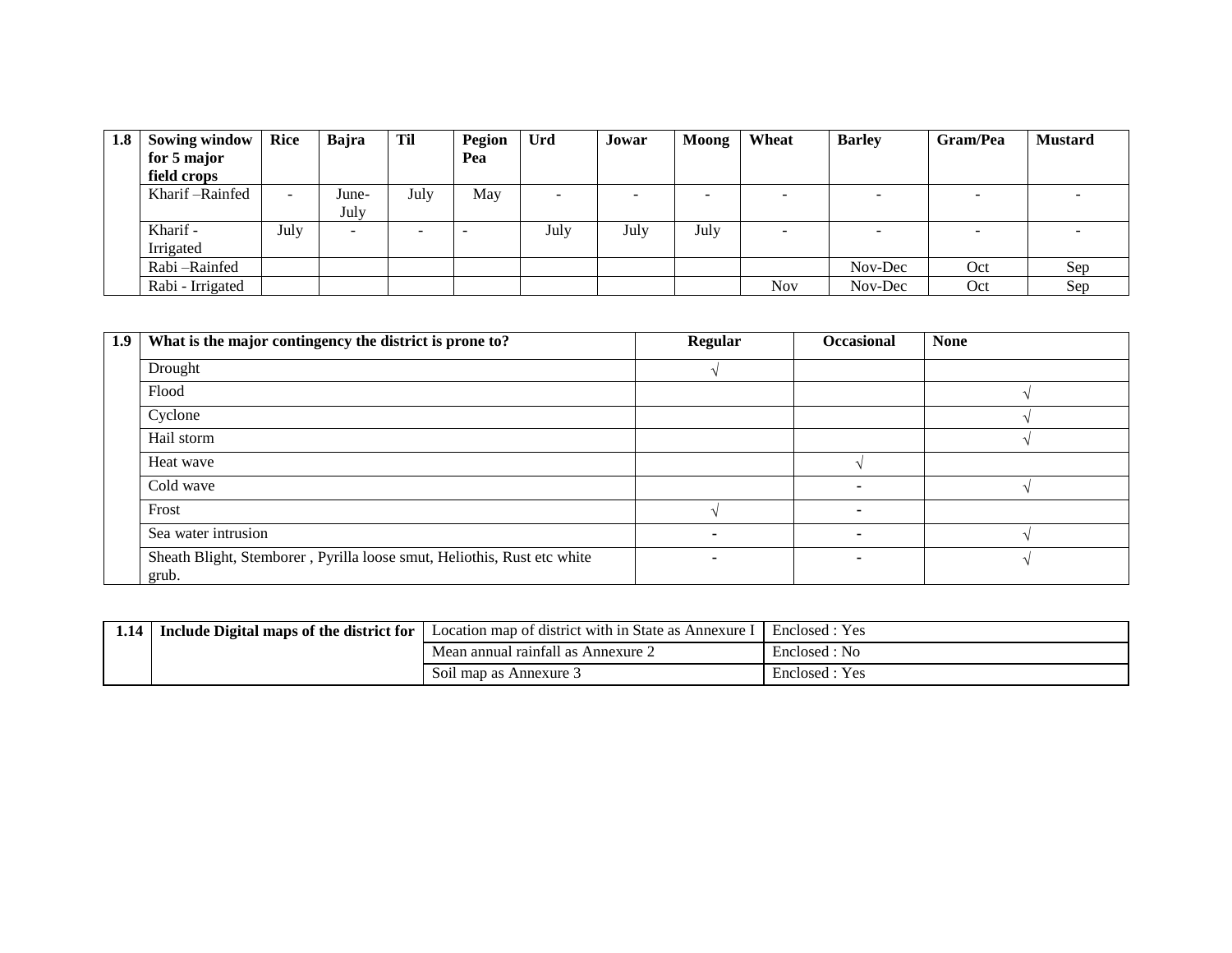| 1.8 | Sowing window for 5 major field crops | Rice | Bajra | Til | Pegion Pea | Urd | Jowar | Moong | Wheat | Barley | Gram/Pea | Mustard |
|---|---|---|---|---|---|---|---|---|---|---|---|---|
| | Kharif –Rainfed | - | June-July | July | May | - | - | - | - | - | - | - |
| | Kharif - Irrigated | July | - | - | - | July | July | July | - | - | - | - |
| | Rabi –Rainfed | | | | | | | | | Nov-Dec | Oct | Sep |
| | Rabi - Irrigated | | | | | | | | Nov | Nov-Dec | Oct | Sep |

| 1.9 | What is the major contingency the district is prone to? | Regular | Occasional | None |
|---|---|---|---|---|
| | Drought | √ | | |
| | Flood | | | √ |
| | Cyclone | | | √ |
| | Hail storm | | | √ |
| | Heat wave | | √ | |
| | Cold wave | | - | √ |
| | Frost | √ | - | |
| | Sea water intrusion | - | - | √ |
| | Sheath Blight, Stemborer , Pyrilla loose smut, Heliothis, Rust etc white grub. | - | - | √ |

| 1.14 | Include Digital maps of the district for | Location map of district with in State as Annexure I | Enclosed : Yes |
|---|---|---|---|
| | | Mean annual rainfall as Annexure 2 | Enclosed : No |
| | | Soil map as Annexure 3 | Enclosed : Yes |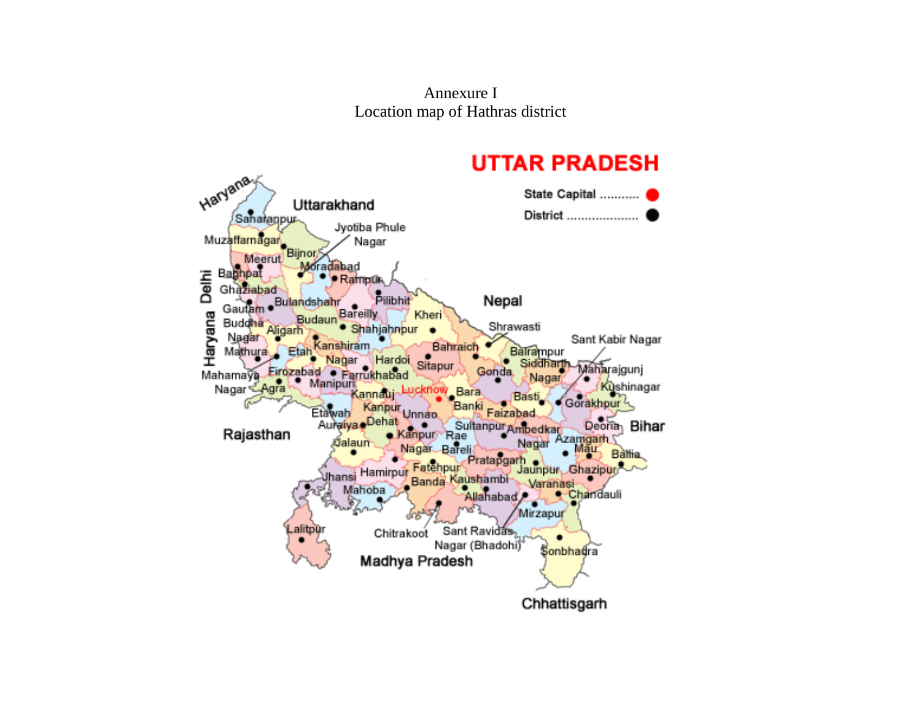Annexure I

Location map of Hathras district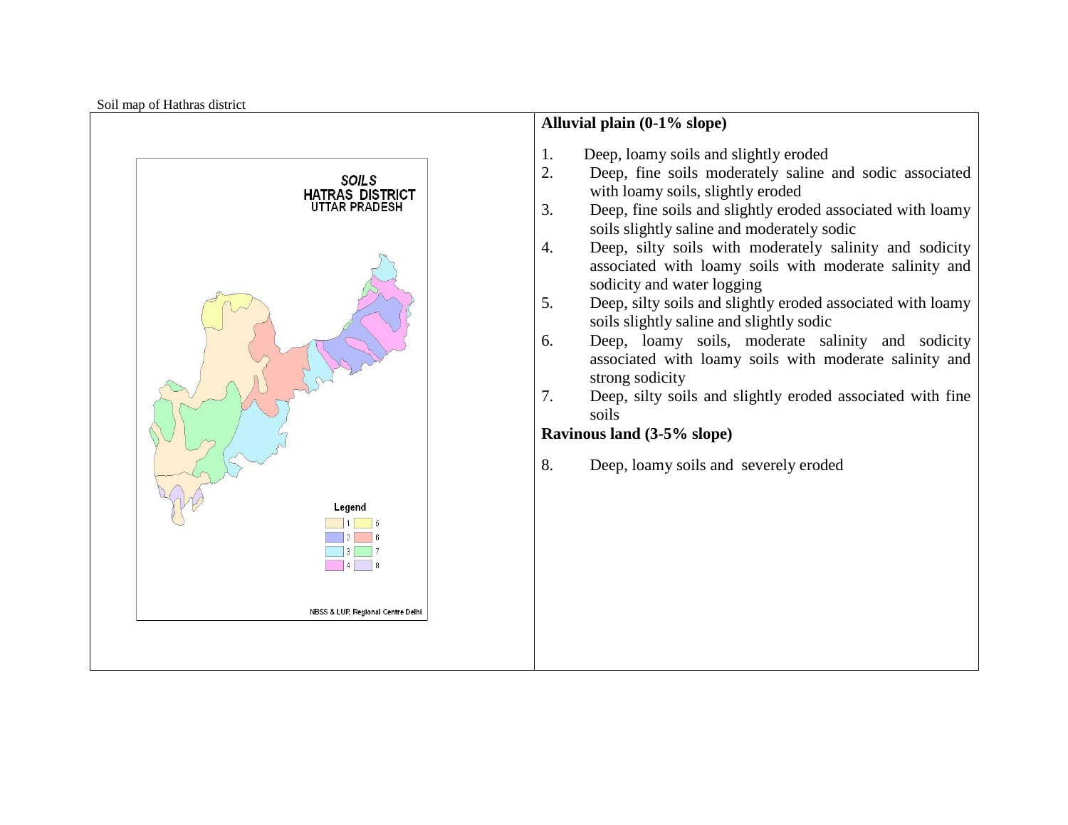Soil map of Hathras district

**Alluvial plain (0-1% slope)**

1. Deep, loamy soils and slightly eroded
2. Deep, fine soils moderately saline and sodic associated with loamy soils, slightly eroded
3. Deep, fine soils and slightly eroded associated with loamy soils slightly saline and moderately sodic
4. Deep, silty soils with moderately salinity and sodicity associated with loamy soils with moderate salinity and sodicity and water logging
5. Deep, silty soils and slightly eroded associated with loamy soils slightly saline and slightly sodic
6. Deep, loamy soils, moderate salinity and sodicity associated with loamy soils with moderate salinity and strong sodicity
7. Deep, silty soils and slightly eroded associated with fine soils

**Ravinous land (3-5% slope)**

8. Deep, loamy soils and severely eroded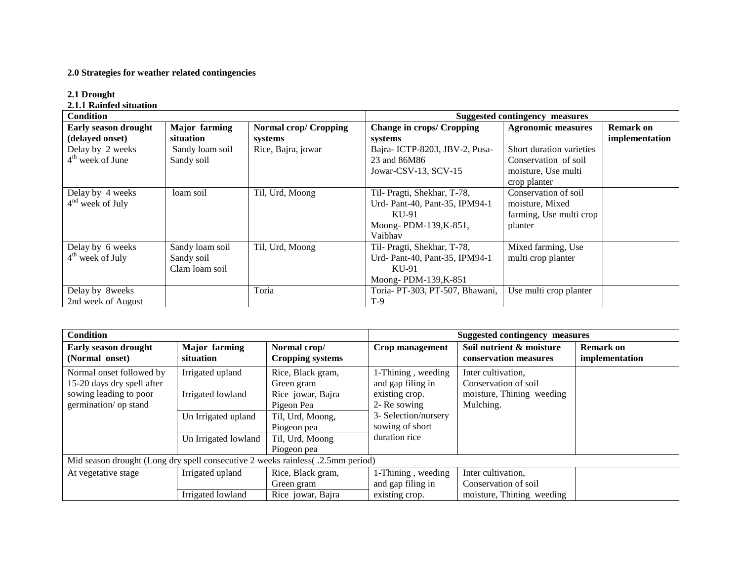**2.0 Strategies for weather related contingencies**

**2.1 Drought**

**2.1.1 Rainfed situation**

| Condition | | | Suggested contingency measures | | |
|---|---|---|---|---|---|
| **Early season drought (delayed onset)** | **Major farming situation** | **Normal crop/ Cropping systems** | **Change in crops/ Cropping systems** | **Agronomic measures** | **Remark on implementation** |
| Delay by 2 weeks<br>4th week of June | Sandy loam soil<br>Sandy soil | Rice, Bajra, jowar | Bajra- ICTP-8203, JBV-2, Pusa-23 and 86M86<br>Jowar-CSV-13, SCV-15 | Short duration varieties Conservation of soil moisture, Use multi crop planter | |
| Delay by 4 weeks<br>4nd week of July | loam soil | Til, Urd, Moong | Til- Pragti, Shekhar, T-78,<br>Urd- Pant-40, Pant-35, IPM94-1 KU-91<br>Moong- PDM-139,K-851, Vaibhav | Conservation of soil moisture, Mixed farming, Use multi crop planter | |
| Delay by 6 weeks<br>4th week of July | Sandy loam soil<br>Sandy soil<br>Clam loam soil | Til, Urd, Moong | Til- Pragti, Shekhar, T-78,<br>Urd- Pant-40, Pant-35, IPM94-1 KU-91<br>Moong- PDM-139,K-851 | Mixed farming, Use multi crop planter | |
| Delay by 8weeks<br>2nd week of August | | Toria | Toria- PT-303, PT-507, Bhawani, T-9 | Use multi crop planter | |

| Condition | | | Suggested contingency measures | | |
|---|---|---|---|---|---|
| **Early season drought (Normal onset)** | **Major farming situation** | **Normal crop/ Cropping systems** | **Crop management** | **Soil nutrient & moisture conservation measures** | **Remark on implementation** |
| Normal onset followed by 15-20 days dry spell after sowing leading to poor germination/ op stand | Irrigated upland | Rice, Black gram, Green gram | 1-Thining , weeding and gap filing in existing crop.<br>2- Re sowing<br>3- Selection/nursery sowing of short duration rice | Inter cultivation, Conservation of soil moisture, Thining weeding Mulching. | |
| | Irrigated lowland | Rice jowar, Bajra Pigeon Pea | | | |
| | Un Irrigated upland | Til, Urd, Moong, Piogeon pea | | | |
| | Un Irrigated lowland | Til, Urd, Moong Piogeon pea | | | |
| Mid season drought (Long dry spell consecutive 2 weeks rainless( .2.5mm period) | | | | | |
| At vegetative stage | Irrigated upland | Rice, Black gram, Green gram | 1-Thining , weeding and gap filing in existing crop. | Inter cultivation, Conservation of soil moisture, Thining weeding | |
| | Irrigated lowland | Rice jowar, Bajra | | | |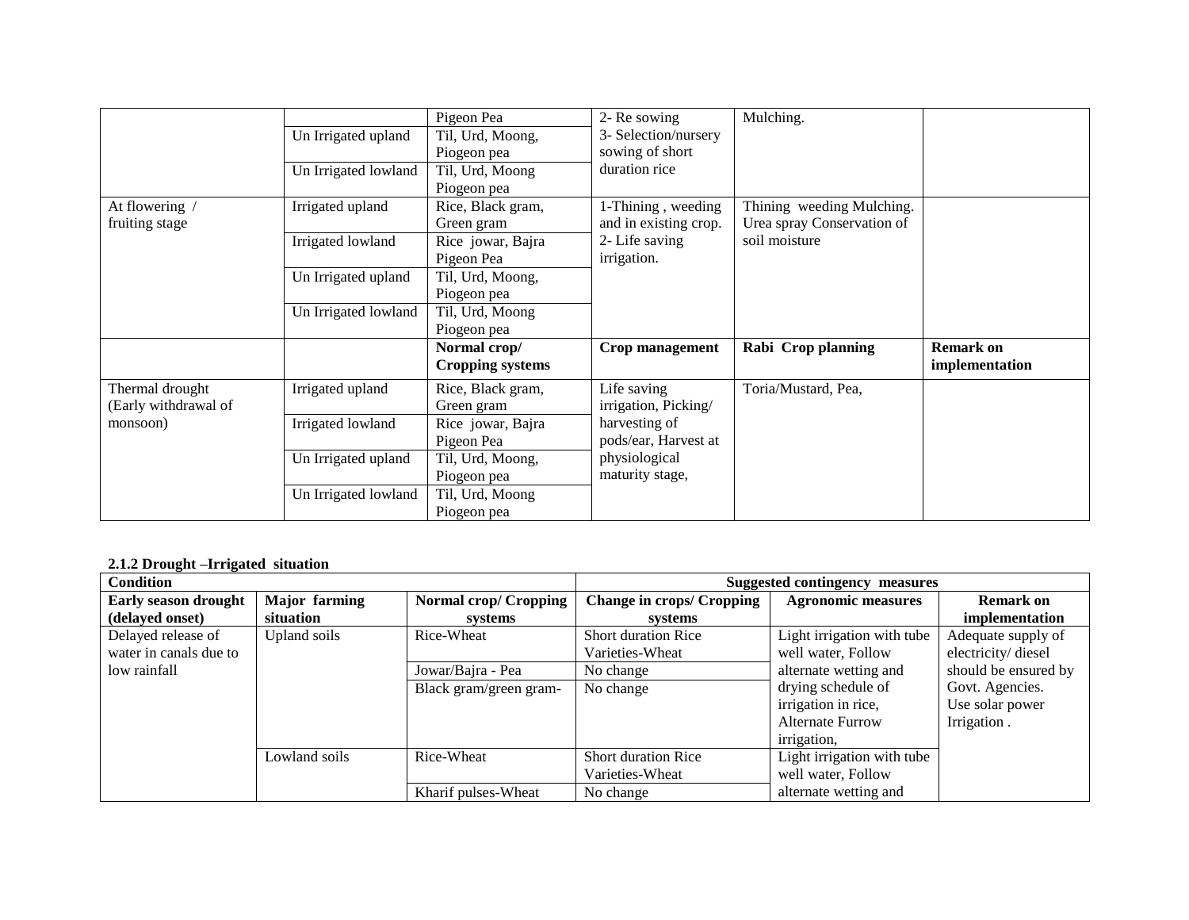| | | Pigeon Pea | 2- Re sowing<br>3- Selection/nursery sowing of short duration rice | Mulching. | |
|---|---|---|---|---|---|
| | Un Irrigated upland | Til, Urd, Moong, Piogeon pea | | | |
| | Un Irrigated lowland | Til, Urd, Moong Piogeon pea | | | |
| At flowering / fruiting stage | Irrigated upland | Rice, Black gram, Green gram | 1-Thining , weeding and in existing crop.<br>2- Life saving irrigation. | Thining weeding Mulching. Urea spray Conservation of soil moisture | |
| | Irrigated lowland | Rice jowar, Bajra Pigeon Pea | | | |
| | Un Irrigated upland | Til, Urd, Moong, Piogeon pea | | | |
| | Un Irrigated lowland | Til, Urd, Moong Piogeon pea | | | |
| | | **Normal crop/ Cropping systems** | **Crop management** | **Rabi Crop planning** | **Remark on implementation** |
| Thermal drought (Early withdrawal of monsoon) | Irrigated upland | Rice, Black gram, Green gram | Life saving irrigation, Picking/ harvesting of pods/ear, Harvest at physiological maturity stage, | Toria/Mustard, Pea, | |
| | Irrigated lowland | Rice jowar, Bajra Pigeon Pea | | | |
| | Un Irrigated upland | Til, Urd, Moong, Piogeon pea | | | |
| | Un Irrigated lowland | Til, Urd, Moong Piogeon pea | | | |

**2.1.2 Drought –Irrigated situation**

| **Condition** | | | **Suggested contingency measures** | | |
|---|---|---|---|---|---|
| **Early season drought (delayed onset)** | **Major farming situation** | **Normal crop/ Cropping systems** | **Change in crops/ Cropping systems** | **Agronomic measures** | **Remark on implementation** |
| Delayed release of water in canals due to low rainfall | Upland soils | Rice-Wheat | Short duration Rice Varieties-Wheat | Light irrigation with tube well water, Follow alternate wetting and drying schedule of irrigation in rice, Alternate Furrow irrigation, | Adequate supply of electricity/ diesel should be ensured by Govt. Agencies. Use solar power Irrigation . |
| | | Jowar/Bajra - Pea | No change | | |
| | | Black gram/green gram- | No change | | |
| | Lowland soils | Rice-Wheat | Short duration Rice Varieties-Wheat | Light irrigation with tube well water, Follow alternate wetting and | |
| | | Kharif pulses-Wheat | No change | | |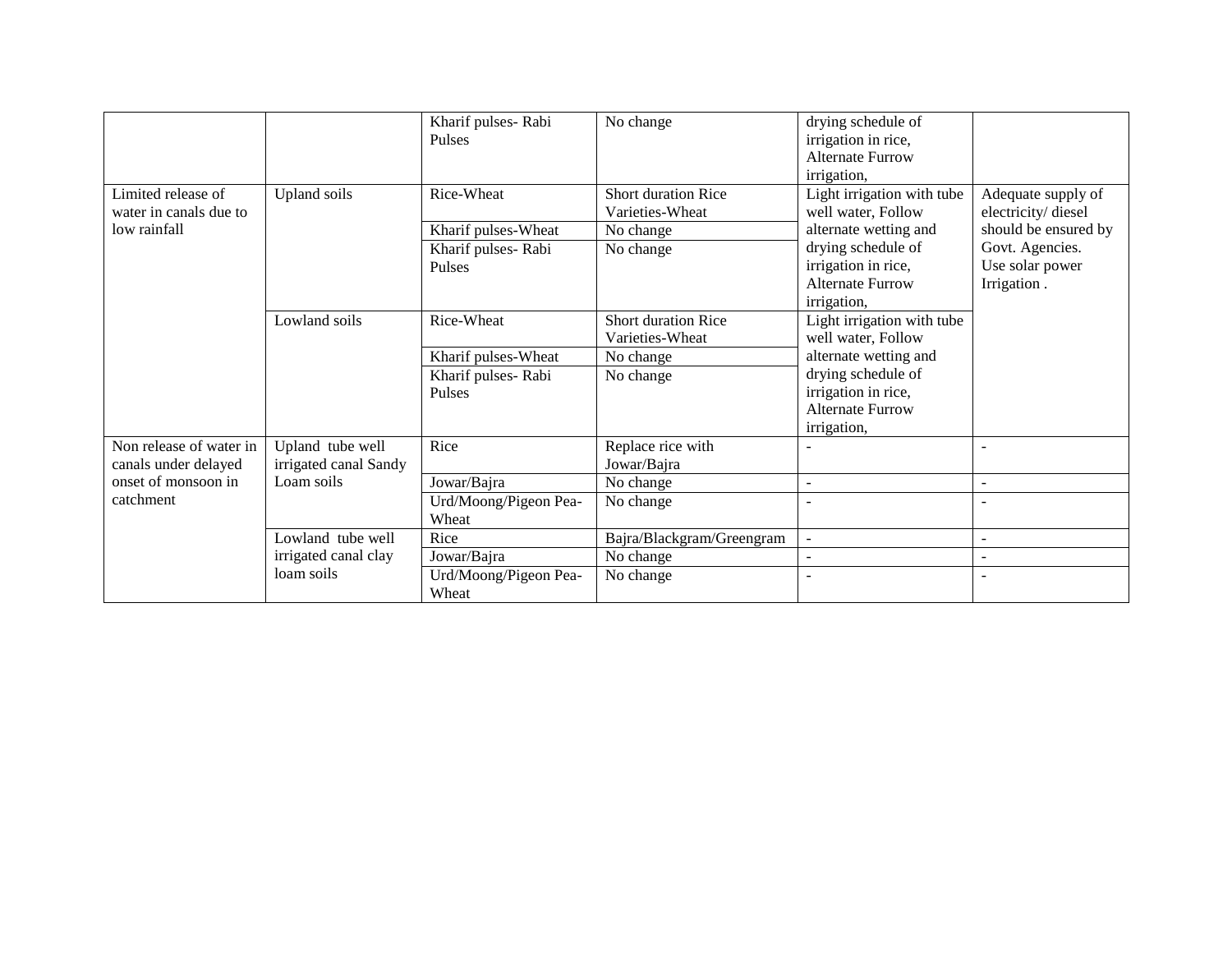| | | Kharif pulses- Rabi Pulses | No change | drying schedule of irrigation in rice, Alternate Furrow irrigation, | |
|---|---|---|---|---|---|
| Limited release of water in canals due to low rainfall | Upland soils | Rice-Wheat | Short duration Rice Varieties-Wheat | Light irrigation with tube well water, Follow alternate wetting and drying schedule of irrigation in rice, Alternate Furrow irrigation, | Adequate supply of electricity/ diesel should be ensured by Govt. Agencies. Use solar power Irrigation . |
| | | Kharif pulses-Wheat | No change | | |
| | | Kharif pulses- Rabi Pulses | No change | | |
| | Lowland soils | Rice-Wheat | Short duration Rice Varieties-Wheat | Light irrigation with tube well water, Follow alternate wetting and drying schedule of irrigation in rice, Alternate Furrow irrigation, | |
| | | Kharif pulses-Wheat | No change | | |
| | | Kharif pulses- Rabi Pulses | No change | | |
| Non release of water in canals under delayed onset of monsoon in catchment | Upland tube well irrigated canal Sandy Loam soils | Rice | Replace rice with Jowar/Bajra | - | - |
| | | Jowar/Bajra | No change | - | - |
| | | Urd/Moong/Pigeon Pea-Wheat | No change | - | - |
| | Lowland tube well irrigated canal clay loam soils | Rice | Bajra/Blackgram/Greengram | - | - |
| | | Jowar/Bajra | No change | - | - |
| | | Urd/Moong/Pigeon Pea-Wheat | No change | - | - |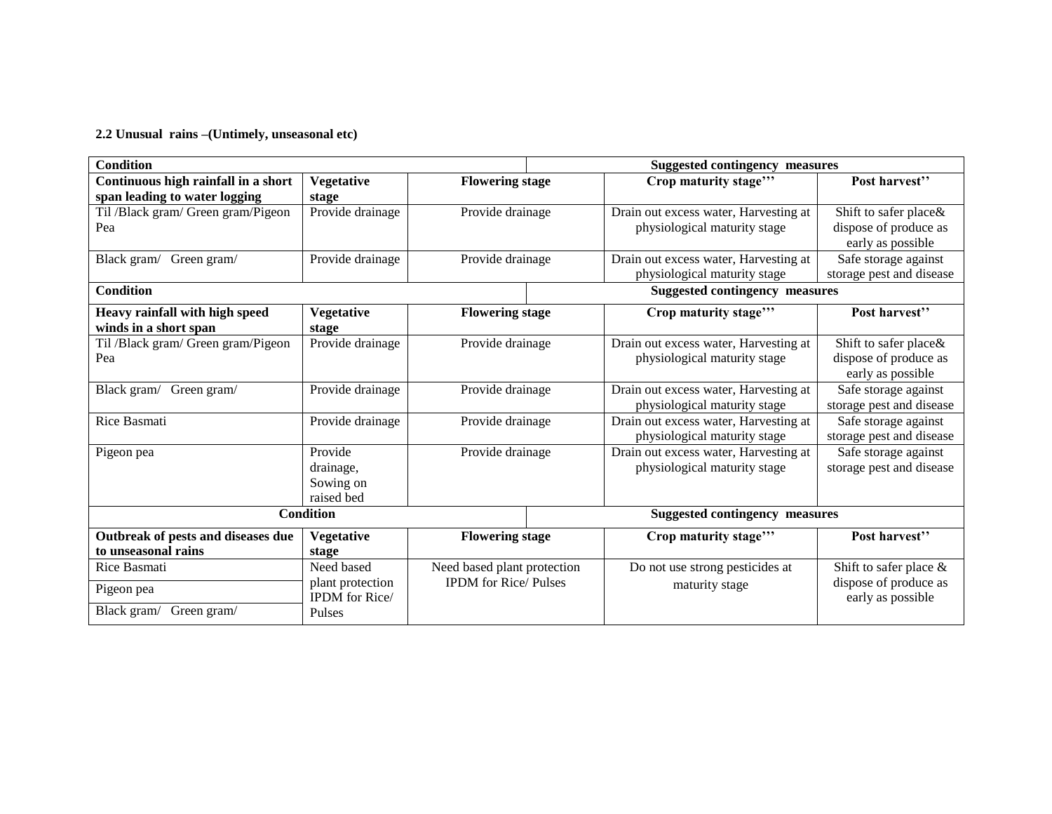**2.2 Unusual rains –(Untimely, unseasonal etc)**

| Condition | | Suggested contingency measures | | |
|---|---|---|---|---|
| **Continuous high rainfall in a short span leading to water logging** | **Vegetative stage** | **Flowering stage** | **Crop maturity stage'''** | **Post harvest''** |
| Til /Black gram/ Green gram/Pigeon Pea | Provide drainage | Provide drainage | Drain out excess water, Harvesting at physiological maturity stage | Shift to safer place& dispose of produce as early as possible |
| Black gram/ Green gram/ | Provide drainage | Provide drainage | Drain out excess water, Harvesting at physiological maturity stage | Safe storage against storage pest and disease |
| **Condition** | | **Suggested contingency measures** | | |
| **Heavy rainfall with high speed winds in a short span** | **Vegetative stage** | **Flowering stage** | **Crop maturity stage'''** | **Post harvest''** |
| Til /Black gram/ Green gram/Pigeon Pea | Provide drainage | Provide drainage | Drain out excess water, Harvesting at physiological maturity stage | Shift to safer place& dispose of produce as early as possible |
| Black gram/ Green gram/ | Provide drainage | Provide drainage | Drain out excess water, Harvesting at physiological maturity stage | Safe storage against storage pest and disease |
| Rice Basmati | Provide drainage | Provide drainage | Drain out excess water, Harvesting at physiological maturity stage | Safe storage against storage pest and disease |
| Pigeon pea | Provide drainage, Sowing on raised bed | Provide drainage | Drain out excess water, Harvesting at physiological maturity stage | Safe storage against storage pest and disease |
| **Condition** | | **Suggested contingency measures** | | |
| **Outbreak of pests and diseases due to unseasonal rains** | **Vegetative stage** | **Flowering stage** | **Crop maturity stage'''** | **Post harvest''** |
| Rice Basmati | Need based plant protection IPDM for Rice/ Pulses | Need based plant protection IPDM for Rice/ Pulses | Do not use strong pesticides at maturity stage | Shift to safer place & dispose of produce as early as possible |
| Pigeon pea | | | | |
| Black gram/ Green gram/ | | | | |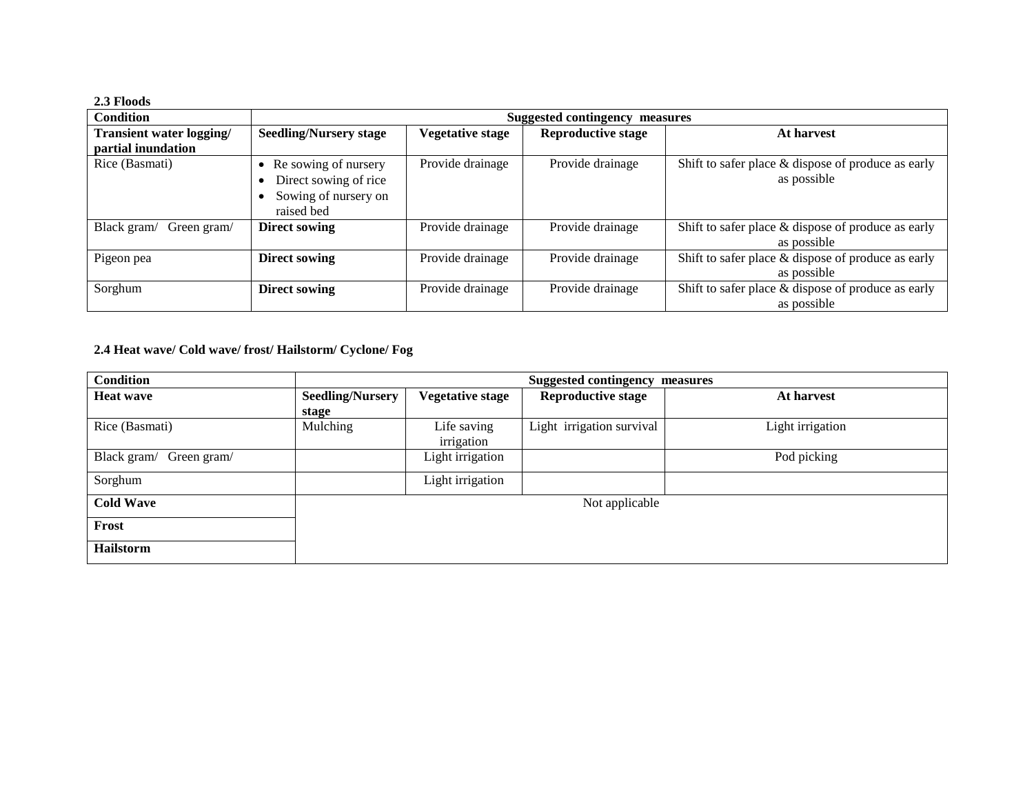**2.3 Floods**

| Condition | Suggested contingency measures | | | |
|---|---|---|---|---|
| **Transient water logging/ partial inundation** | **Seedling/Nursery stage** | **Vegetative stage** | **Reproductive stage** | **At harvest** |
| Rice (Basmati) | • Re sowing of nursery<br>• Direct sowing of rice<br>• Sowing of nursery on raised bed | Provide drainage | Provide drainage | Shift to safer place & dispose of produce as early as possible |
| Black gram/ Green gram/ | **Direct sowing** | Provide drainage | Provide drainage | Shift to safer place & dispose of produce as early as possible |
| Pigeon pea | **Direct sowing** | Provide drainage | Provide drainage | Shift to safer place & dispose of produce as early as possible |
| Sorghum | **Direct sowing** | Provide drainage | Provide drainage | Shift to safer place & dispose of produce as early as possible |

**2.4 Heat wave/ Cold wave/ frost/ Hailstorm/ Cyclone/ Fog**

| Condition | Suggested contingency measures | | | |
|---|---|---|---|---|
| **Heat wave** | **Seedling/Nursery stage** | **Vegetative stage** | **Reproductive stage** | **At harvest** |
| Rice (Basmati) | Mulching | Life saving irrigation | Light irrigation survival | Light irrigation |
| Black gram/ Green gram/ | | Light irrigation | | Pod picking |
| Sorghum | | Light irrigation | | |
| **Cold Wave** | Not applicable | | | |
| **Frost** | | | | |
| **Hailstorm** | | | | |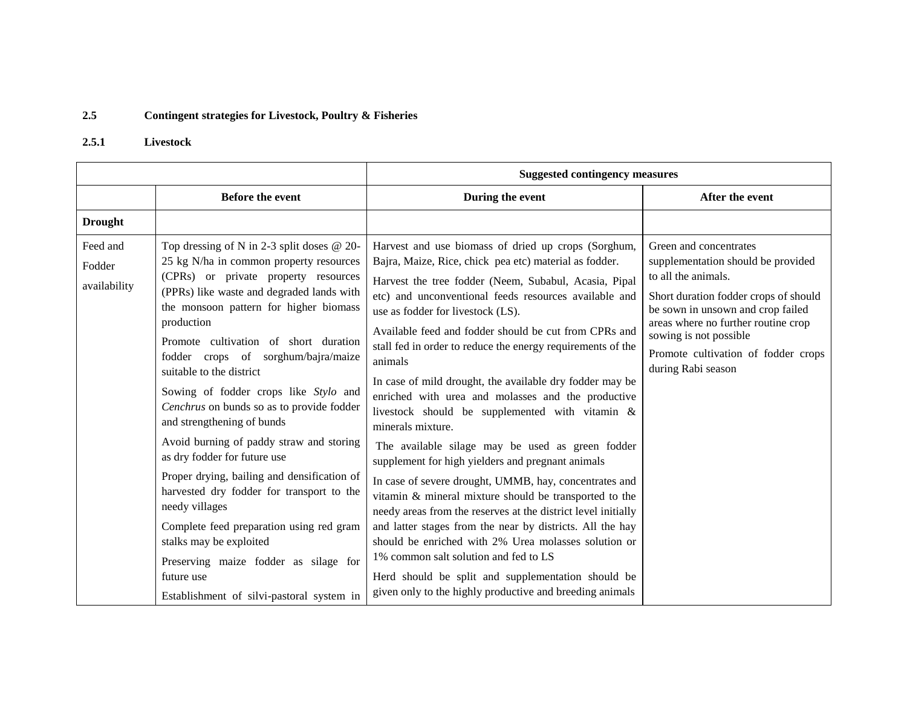### 2.5 Contingent strategies for Livestock, Poultry & Fisheries

#### 2.5.1 Livestock

| | Suggested contingency measures | | |
|---|---|---|---|
| | **Before the event** | **During the event** | **After the event** |
| **Drought** | | | |
| Feed and Fodder availability | Top dressing of N in 2-3 split doses @ 20-25 kg N/ha in common property resources (CPRs) or private property resources (PPRs) like waste and degraded lands with the monsoon pattern for higher biomass production<br><br>Promote cultivation of short duration fodder crops of sorghum/bajra/maize suitable to the district<br><br>Sowing of fodder crops like *Stylo* and *Cenchrus* on bunds so as to provide fodder and strengthening of bunds<br><br>Avoid burning of paddy straw and storing as dry fodder for future use<br><br>Proper drying, bailing and densification of harvested dry fodder for transport to the needy villages<br><br>Complete feed preparation using red gram stalks may be exploited<br><br>Preserving maize fodder as silage for future use<br><br>Establishment of silvi-pastoral system in | Harvest and use biomass of dried up crops (Sorghum, Bajra, Maize, Rice, chick pea etc) material as fodder.<br><br>Harvest the tree fodder (Neem, Subabul, Acasia, Pipal etc) and unconventional feeds resources available and use as fodder for livestock (LS).<br><br>Available feed and fodder should be cut from CPRs and stall fed in order to reduce the energy requirements of the animals<br><br>In case of mild drought, the available dry fodder may be enriched with urea and molasses and the productive livestock should be supplemented with vitamin & minerals mixture.<br><br>The available silage may be used as green fodder supplement for high yielders and pregnant animals<br><br>In case of severe drought, UMMB, hay, concentrates and vitamin & mineral mixture should be transported to the needy areas from the reserves at the district level initially and latter stages from the near by districts. All the hay should be enriched with 2% Urea molasses solution or 1% common salt solution and fed to LS<br><br>Herd should be split and supplementation should be given only to the highly productive and breeding animals | Green and concentrates supplementation should be provided to all the animals.<br><br>Short duration fodder crops of should be sown in unsown and crop failed areas where no further routine crop sowing is not possible<br><br>Promote cultivation of fodder crops during Rabi season |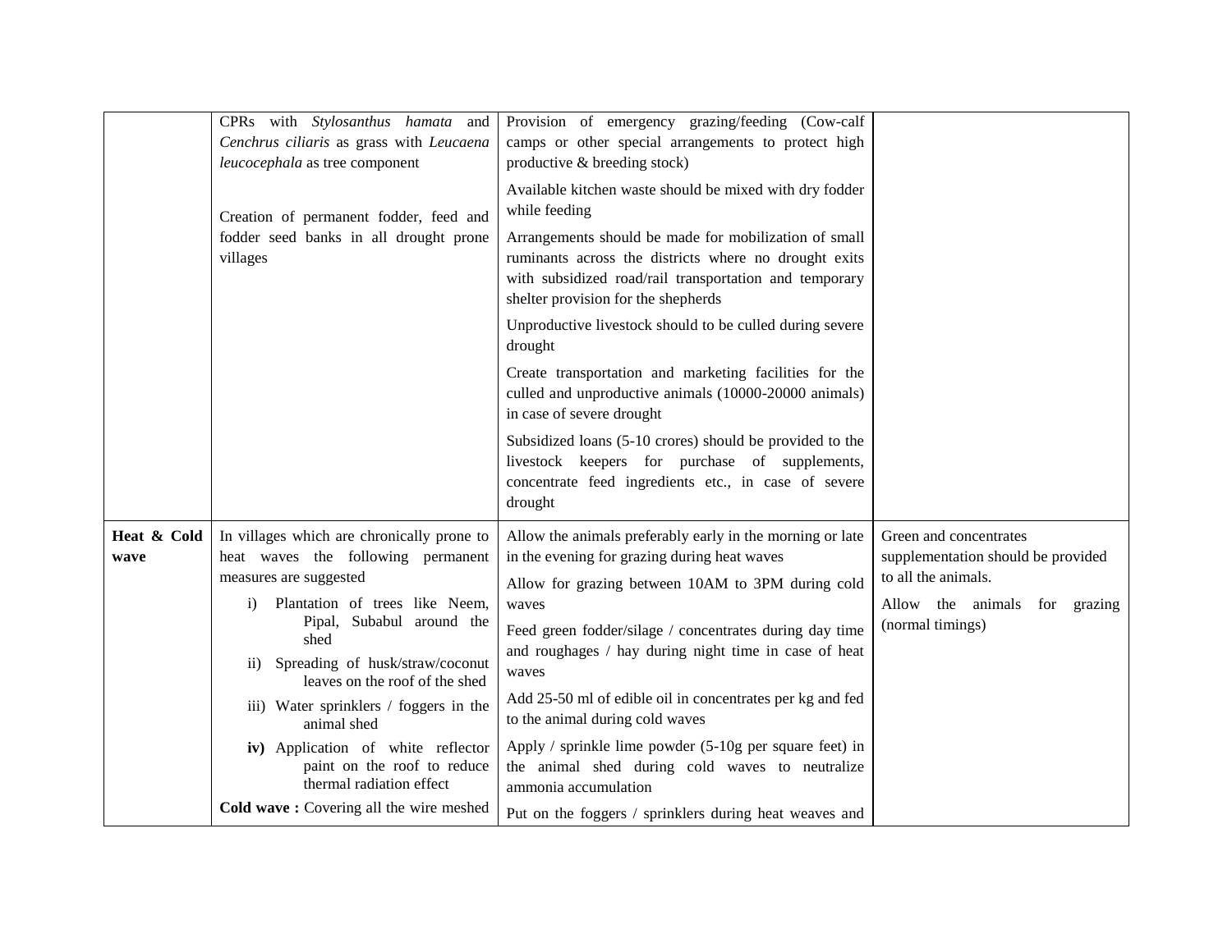| | | | |
|---|---|---|---|
| | CPRs with *Stylosanthus hamata* and *Cenchrus ciliaris* as grass with *Leucaena leucocephala* as tree component<br><br>Creation of permanent fodder, feed and fodder seed banks in all drought prone villages | Provision of emergency grazing/feeding (Cow-calf camps or other special arrangements to protect high productive & breeding stock)<br><br>Available kitchen waste should be mixed with dry fodder while feeding<br><br>Arrangements should be made for mobilization of small ruminants across the districts where no drought exits with subsidized road/rail transportation and temporary shelter provision for the shepherds<br><br>Unproductive livestock should to be culled during severe drought<br><br>Create transportation and marketing facilities for the culled and unproductive animals (10000-20000 animals) in case of severe drought<br><br>Subsidized loans (5-10 crores) should be provided to the livestock keepers for purchase of supplements, concentrate feed ingredients etc., in case of severe drought | |
| **Heat & Cold wave** | In villages which are chronically prone to heat waves the following permanent measures are suggested<br>i) Plantation of trees like Neem, Pipal, Subabul around the shed<br>ii) Spreading of husk/straw/coconut leaves on the roof of the shed<br>iii) Water sprinklers / foggers in the animal shed<br>**iv)** Application of white reflector paint on the roof to reduce thermal radiation effect<br>**Cold wave :** Covering all the wire meshed | Allow the animals preferably early in the morning or late in the evening for grazing during heat waves<br><br>Allow for grazing between 10AM to 3PM during cold waves<br><br>Feed green fodder/silage / concentrates during day time and roughages / hay during night time in case of heat waves<br><br>Add 25-50 ml of edible oil in concentrates per kg and fed to the animal during cold waves<br><br>Apply / sprinkle lime powder (5-10g per square feet) in the animal shed during cold waves to neutralize ammonia accumulation<br><br>Put on the foggers / sprinklers during heat weaves and | Green and concentrates supplementation should be provided to all the animals.<br><br>Allow the animals for grazing (normal timings) |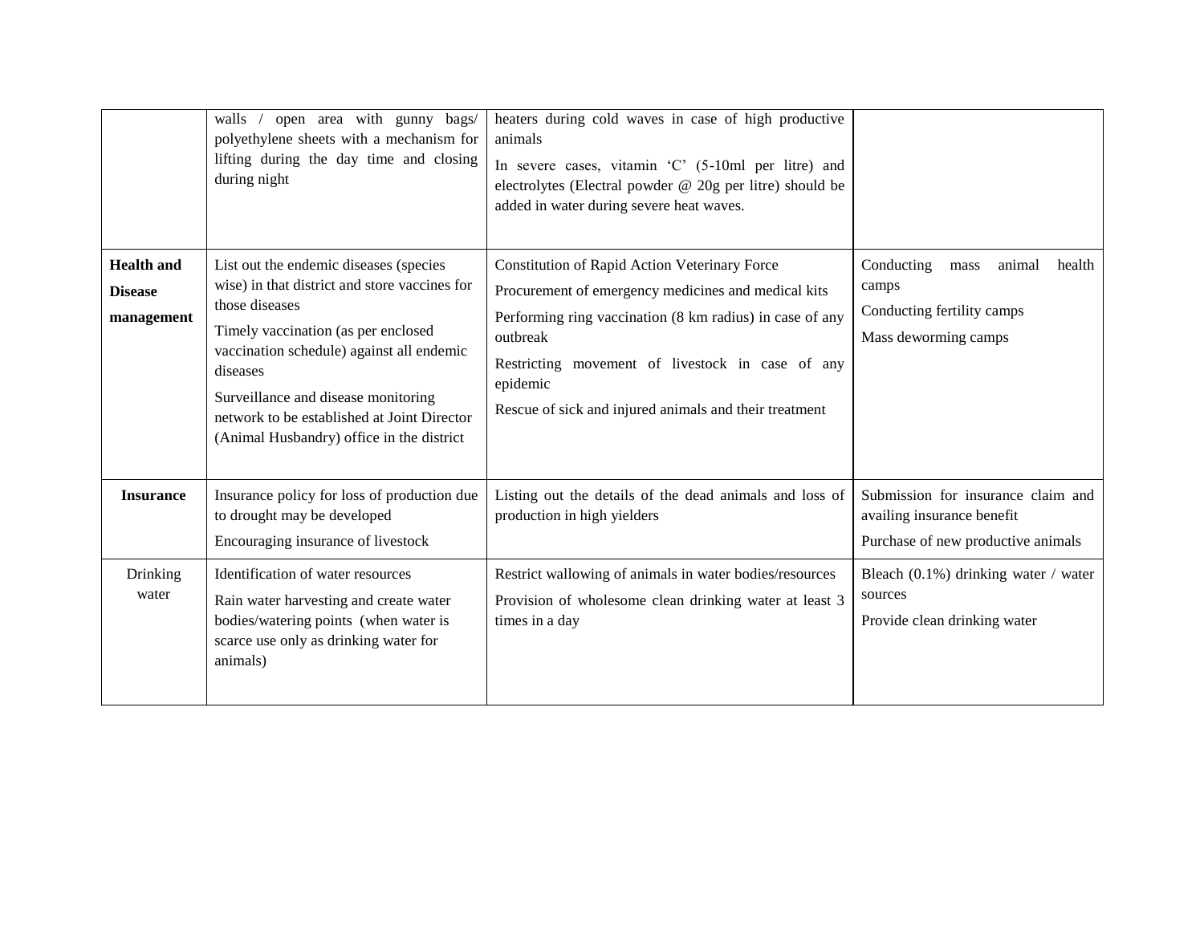| | | | |
|---|---|---|---|
| | walls / open area with gunny bags/ polyethylene sheets with a mechanism for lifting during the day time and closing during night | heaters during cold waves in case of high productive animals<br>In severe cases, vitamin ‘C’ (5-10ml per litre) and electrolytes (Electral powder @ 20g per litre) should be added in water during severe heat waves. | |
| **Health and Disease management** | List out the endemic diseases (species wise) in that district and store vaccines for those diseases<br>Timely vaccination (as per enclosed vaccination schedule) against all endemic diseases<br>Surveillance and disease monitoring network to be established at Joint Director (Animal Husbandry) office in the district | Constitution of Rapid Action Veterinary Force<br>Procurement of emergency medicines and medical kits<br>Performing ring vaccination (8 km radius) in case of any outbreak<br>Restricting movement of livestock in case of any epidemic<br>Rescue of sick and injured animals and their treatment | Conducting mass animal health camps<br>Conducting fertility camps<br>Mass deworming camps |
| **Insurance** | Insurance policy for loss of production due to drought may be developed<br>Encouraging insurance of livestock | Listing out the details of the dead animals and loss of production in high yielders | Submission for insurance claim and availing insurance benefit<br>Purchase of new productive animals |
| Drinking water | Identification of water resources<br>Rain water harvesting and create water bodies/watering points (when water is scarce use only as drinking water for animals) | Restrict wallowing of animals in water bodies/resources<br>Provision of wholesome clean drinking water at least 3 times in a day | Bleach (0.1%) drinking water / water sources<br>Provide clean drinking water |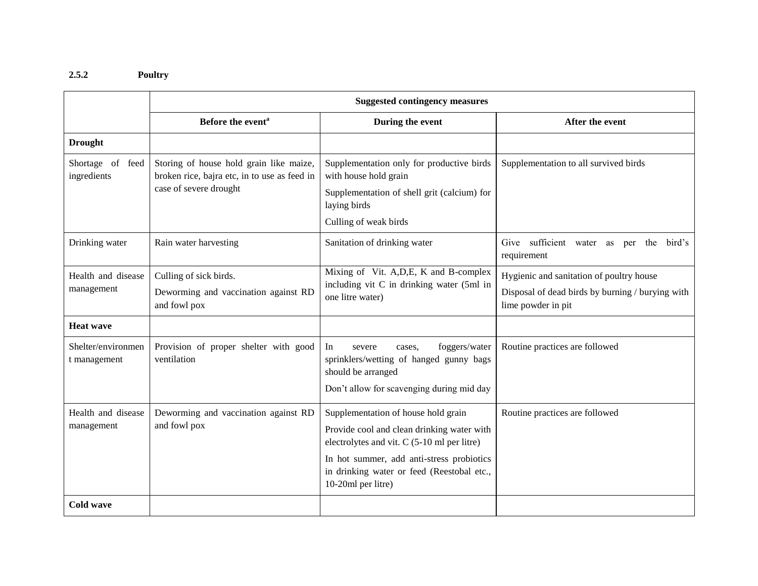### 2.5.2 Poultry

| | Suggested contingency measures | | |
|---|---|---|---|
| | Before the event[a] | During the event | After the event |
| **Drought** | | | |
| Shortage of feed ingredients | Storing of house hold grain like maize, broken rice, bajra etc, in to use as feed in case of severe drought | Supplementation only for productive birds with house hold grain<br>Supplementation of shell grit (calcium) for laying birds<br>Culling of weak birds | Supplementation to all survived birds |
| Drinking water | Rain water harvesting | Sanitation of drinking water | Give sufficient water as per the bird's requirement |
| Health and disease management | Culling of sick birds.<br>Deworming and vaccination against RD and fowl pox | Mixing of Vit. A,D,E, K and B-complex including vit C in drinking water (5ml in one litre water) | Hygienic and sanitation of poultry house<br>Disposal of dead birds by burning / burying with lime powder in pit |
| **Heat wave** | | | |
| Shelter/environment management | Provision of proper shelter with good ventilation | In severe cases, foggers/water sprinklers/wetting of hanged gunny bags should be arranged<br>Don't allow for scavenging during mid day | Routine practices are followed |
| Health and disease management | Deworming and vaccination against RD and fowl pox | Supplementation of house hold grain<br>Provide cool and clean drinking water with electrolytes and vit. C (5-10 ml per litre)<br>In hot summer, add anti-stress probiotics in drinking water or feed (Reestobal etc., 10-20ml per litre) | Routine practices are followed |
| **Cold wave** | | | |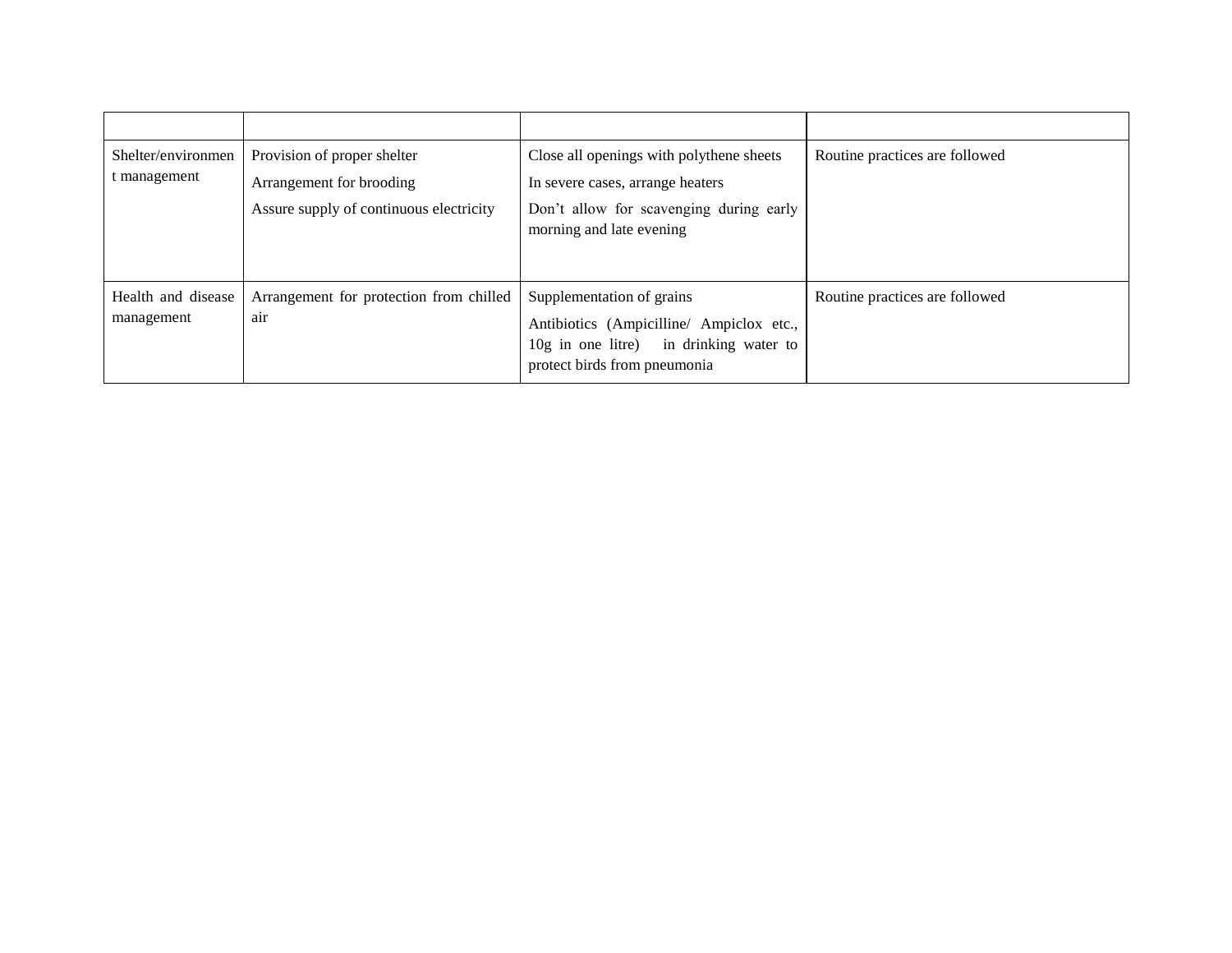| | | | |
|---|---|---|---|
| Shelter/environment management | Provision of proper shelter<br>Arrangement for brooding<br>Assure supply of continuous electricity | Close all openings with polythene sheets<br>In severe cases, arrange heaters<br>Don't allow for scavenging during early morning and late evening | Routine practices are followed |
| Health and disease management | Arrangement for protection from chilled air | Supplementation of grains<br>Antibiotics (Ampicilline/ Ampiclox etc., 10g in one litre) in drinking water to protect birds from pneumonia | Routine practices are followed |